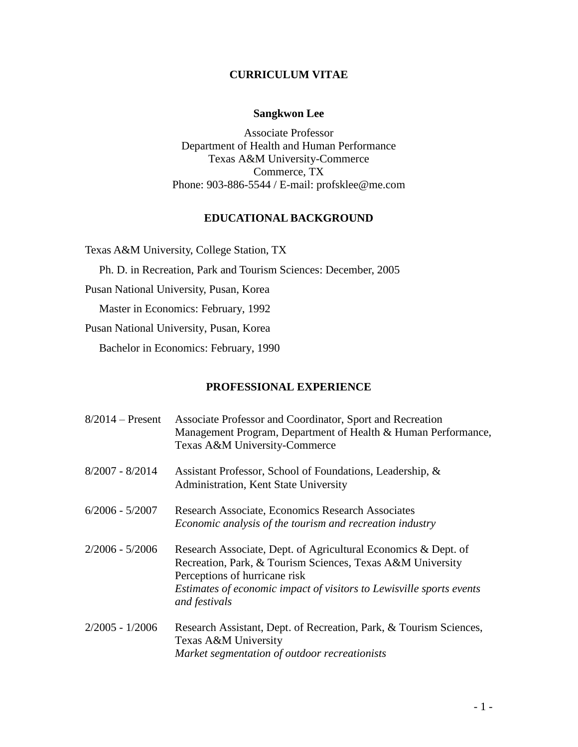# CURRICULUM VITAE

## Sangkwon Lee

Associate Professor
Department of Health and Human Performance
Texas A&M University-Commerce
Commerce, TX
Phone: 903-886-5544 / E-mail: profsklee@me.com

## EDUCATIONAL BACKGROUND

Texas A&M University, College Station, TX

Ph. D. in Recreation, Park and Tourism Sciences: December, 2005

Pusan National University, Pusan, Korea

Master in Economics: February, 1992

Pusan National University, Pusan, Korea

Bachelor in Economics: February, 1990

## PROFESSIONAL EXPERIENCE

8/2014 – Present Associate Professor and Coordinator, Sport and Recreation Management Program, Department of Health & Human Performance, Texas A&M University-Commerce

8/2007 - 8/2014 Assistant Professor, School of Foundations, Leadership, & Administration, Kent State University

6/2006 - 5/2007 Research Associate, Economics Research Associates
*Economic analysis of the tourism and recreation industry*

2/2006 - 5/2006 Research Associate, Dept. of Agricultural Economics & Dept. of Recreation, Park, & Tourism Sciences, Texas A&M University
Perceptions of hurricane risk
*Estimates of economic impact of visitors to Lewisville sports events and festivals*

2/2005 - 1/2006 Research Assistant, Dept. of Recreation, Park, & Tourism Sciences, Texas A&M University
*Market segmentation of outdoor recreationists*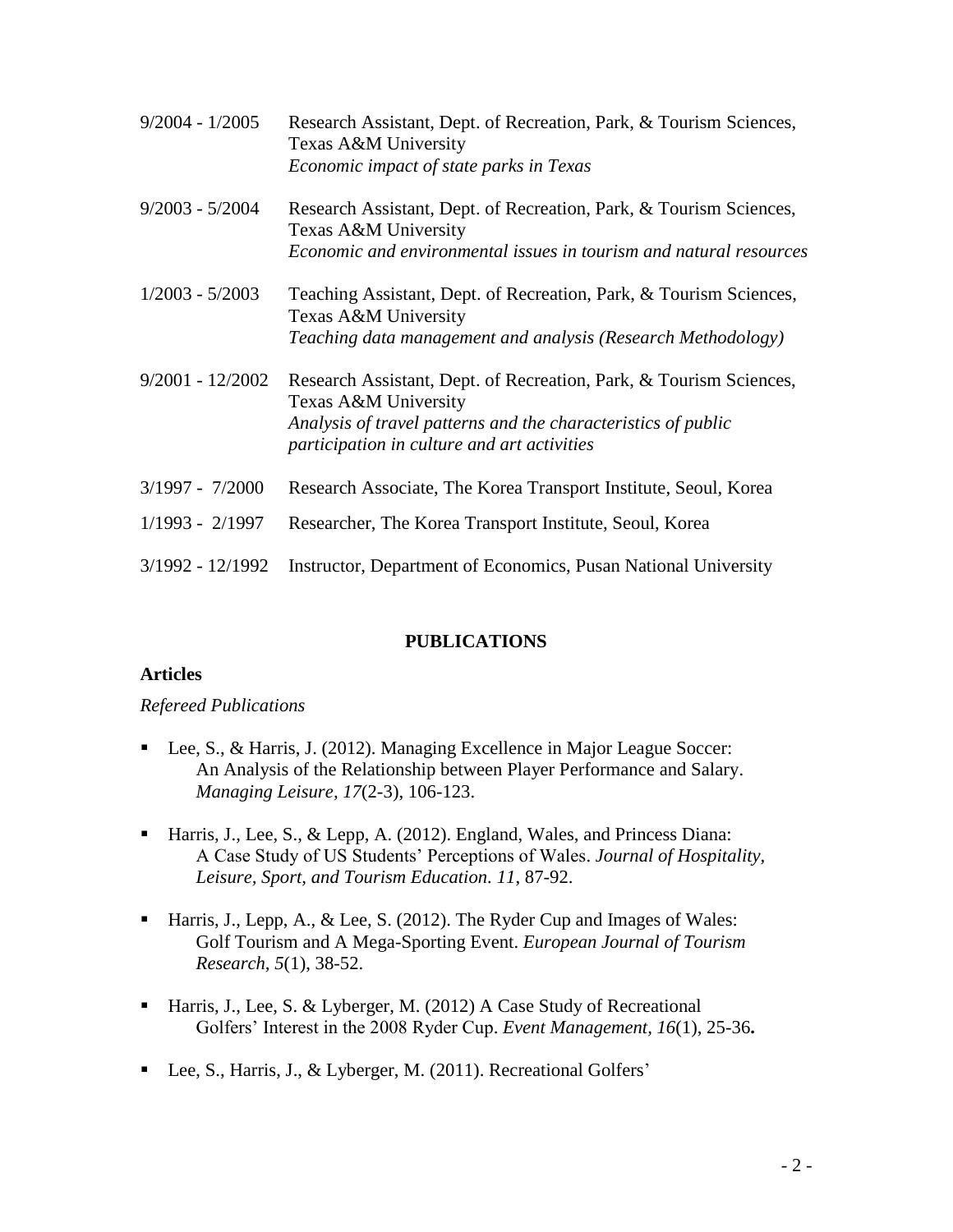9/2004 - 1/2005 Research Assistant, Dept. of Recreation, Park, & Tourism Sciences, Texas A&M University
*Economic impact of state parks in Texas*

9/2003 - 5/2004 Research Assistant, Dept. of Recreation, Park, & Tourism Sciences, Texas A&M University
*Economic and environmental issues in tourism and natural resources*

1/2003 - 5/2003 Teaching Assistant, Dept. of Recreation, Park, & Tourism Sciences, Texas A&M University
*Teaching data management and analysis (Research Methodology)*

9/2001 - 12/2002 Research Assistant, Dept. of Recreation, Park, & Tourism Sciences, Texas A&M University
*Analysis of travel patterns and the characteristics of public participation in culture and art activities*

3/1997 - 7/2000 Research Associate, The Korea Transport Institute, Seoul, Korea

1/1993 - 2/1997 Researcher, The Korea Transport Institute, Seoul, Korea

3/1992 - 12/1992 Instructor, Department of Economics, Pusan National University

## PUBLICATIONS

### Articles

*Refereed Publications*

- Lee, S., & Harris, J. (2012). Managing Excellence in Major League Soccer: An Analysis of the Relationship between Player Performance and Salary. *Managing Leisure, 17*(2-3), 106-123.
- Harris, J., Lee, S., & Lepp, A. (2012). England, Wales, and Princess Diana: A Case Study of US Students' Perceptions of Wales. *Journal of Hospitality, Leisure, Sport, and Tourism Education. 11*, 87-92.
- Harris, J., Lepp, A., & Lee, S. (2012). The Ryder Cup and Images of Wales: Golf Tourism and A Mega-Sporting Event. *European Journal of Tourism Research, 5*(1), 38-52.
- Harris, J., Lee, S. & Lyberger, M. (2012) A Case Study of Recreational Golfers' Interest in the 2008 Ryder Cup. *Event Management, 16*(1), 25-36**.**
- Lee, S., Harris, J., & Lyberger, M. (2011). Recreational Golfers'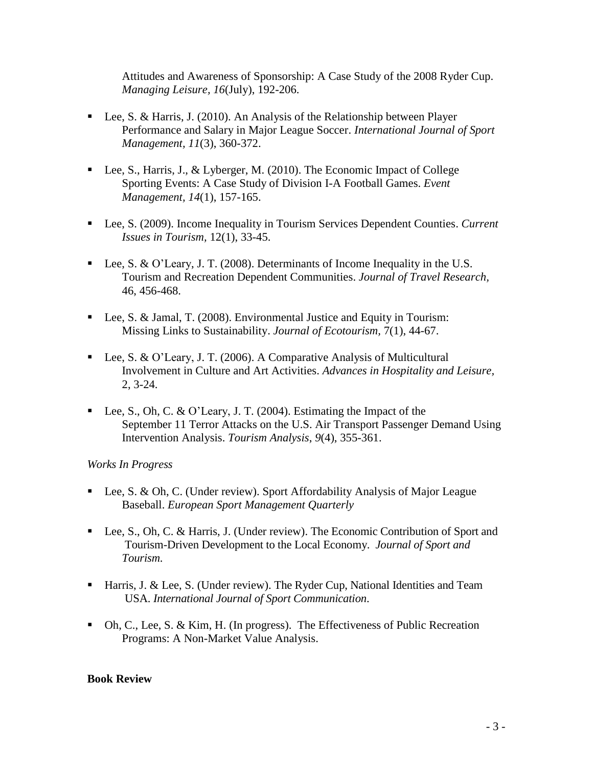Attitudes and Awareness of Sponsorship: A Case Study of the 2008 Ryder Cup. *Managing Leisure, 16*(July), 192-206.

- Lee, S. & Harris, J. (2010). An Analysis of the Relationship between Player Performance and Salary in Major League Soccer. *International Journal of Sport Management, 11*(3), 360-372.

- Lee, S., Harris, J., & Lyberger, M. (2010). The Economic Impact of College Sporting Events: A Case Study of Division I-A Football Games. *Event Management, 14*(1), 157-165.

- Lee, S. (2009). Income Inequality in Tourism Services Dependent Counties. *Current Issues in Tourism*, 12(1), 33-45.

- Lee, S. & O'Leary, J. T. (2008). Determinants of Income Inequality in the U.S. Tourism and Recreation Dependent Communities. *Journal of Travel Research*, 46, 456-468.

- Lee, S. & Jamal, T. (2008). Environmental Justice and Equity in Tourism: Missing Links to Sustainability. *Journal of Ecotourism*, 7(1), 44-67.

- Lee, S. & O'Leary, J. T. (2006). A Comparative Analysis of Multicultural Involvement in Culture and Art Activities. *Advances in Hospitality and Leisure,* 2, 3-24.

- Lee, S., Oh, C. & O'Leary, J. T. (2004). Estimating the Impact of the September 11 Terror Attacks on the U.S. Air Transport Passenger Demand Using Intervention Analysis. *Tourism Analysis*, *9*(4), 355-361.

*Works In Progress*

- Lee, S. & Oh, C. (Under review). Sport Affordability Analysis of Major League Baseball. *European Sport Management Quarterly*

- Lee, S., Oh, C. & Harris, J. (Under review). The Economic Contribution of Sport and Tourism-Driven Development to the Local Economy. *Journal of Sport and Tourism.*

- Harris, J. & Lee, S. (Under review). The Ryder Cup, National Identities and Team USA. *International Journal of Sport Communication.*

- Oh, C., Lee, S. & Kim, H. (In progress). The Effectiveness of Public Recreation Programs: A Non-Market Value Analysis.

**Book Review**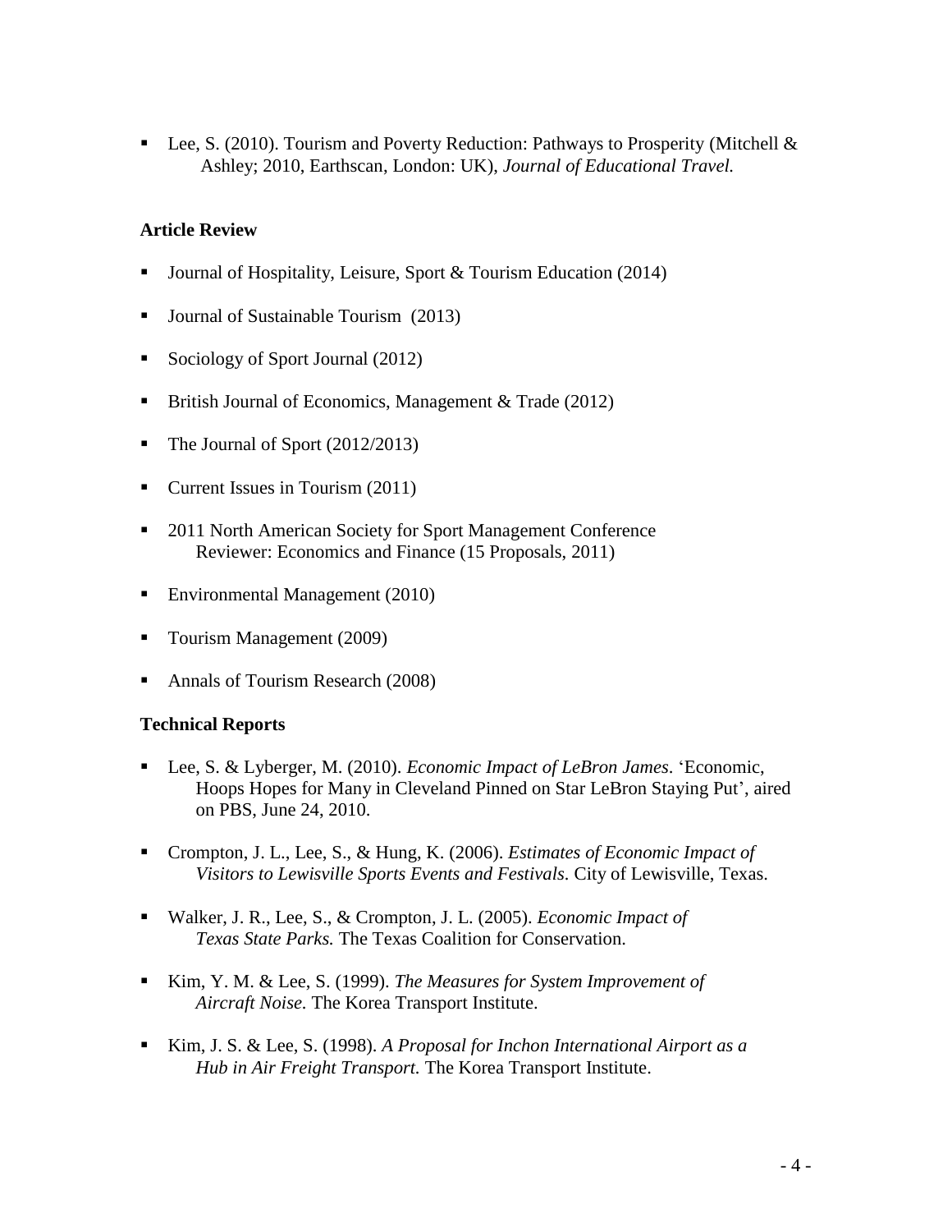- Lee, S. (2010). Tourism and Poverty Reduction: Pathways to Prosperity (Mitchell & Ashley; 2010, Earthscan, London: UK), *Journal of Educational Travel.*

**Article Review**

- Journal of Hospitality, Leisure, Sport & Tourism Education (2014)
- Journal of Sustainable Tourism (2013)
- Sociology of Sport Journal (2012)
- British Journal of Economics, Management & Trade (2012)
- The Journal of Sport (2012/2013)
- Current Issues in Tourism (2011)
- 2011 North American Society for Sport Management Conference Reviewer: Economics and Finance (15 Proposals, 2011)
- Environmental Management (2010)
- Tourism Management (2009)
- Annals of Tourism Research (2008)

**Technical Reports**

- Lee, S. & Lyberger, M. (2010). *Economic Impact of LeBron James*. 'Economic, Hoops Hopes for Many in Cleveland Pinned on Star LeBron Staying Put', aired on PBS, June 24, 2010.
- Crompton, J. L., Lee, S., & Hung, K. (2006). *Estimates of Economic Impact of Visitors to Lewisville Sports Events and Festivals.* City of Lewisville, Texas.
- Walker, J. R., Lee, S., & Crompton, J. L. (2005). *Economic Impact of Texas State Parks.* The Texas Coalition for Conservation.
- Kim, Y. M. & Lee, S. (1999). *The Measures for System Improvement of Aircraft Noise.* The Korea Transport Institute.
- Kim, J. S. & Lee, S. (1998). *A Proposal for Inchon International Airport as a Hub in Air Freight Transport.* The Korea Transport Institute.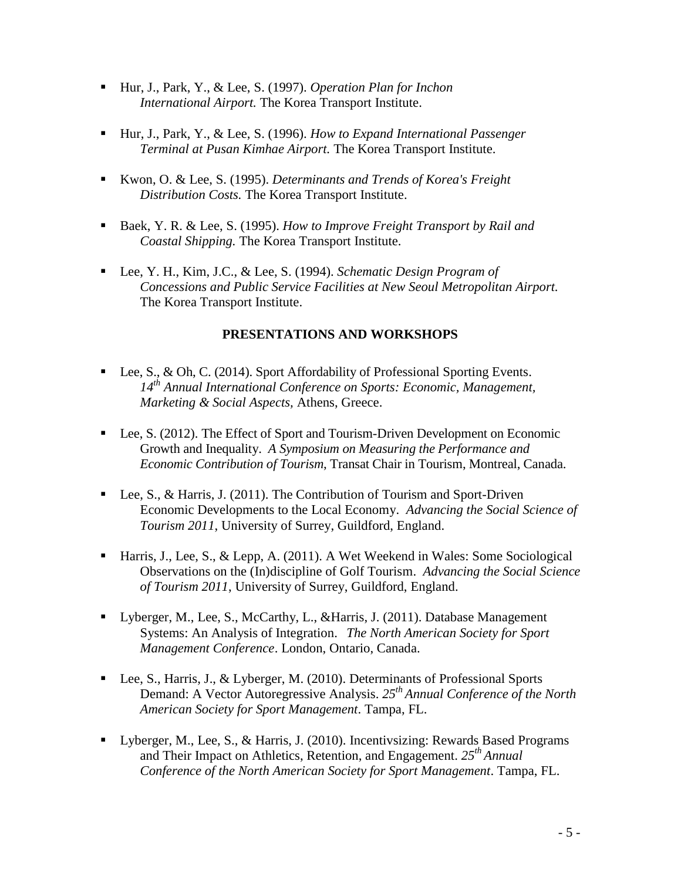- Hur, J., Park, Y., & Lee, S. (1997). *Operation Plan for Inchon International Airport.* The Korea Transport Institute.

- Hur, J., Park, Y., & Lee, S. (1996). *How to Expand International Passenger Terminal at Pusan Kimhae Airport.* The Korea Transport Institute.

- Kwon, O. & Lee, S. (1995). *Determinants and Trends of Korea's Freight Distribution Costs.* The Korea Transport Institute.

- Baek, Y. R. & Lee, S. (1995). *How to Improve Freight Transport by Rail and Coastal Shipping.* The Korea Transport Institute.

- Lee, Y. H., Kim, J.C., & Lee, S. (1994). *Schematic Design Program of Concessions and Public Service Facilities at New Seoul Metropolitan Airport.* The Korea Transport Institute.

## PRESENTATIONS AND WORKSHOPS

- Lee, S., & Oh, C. (2014). Sport Affordability of Professional Sporting Events. *14th Annual International Conference on Sports: Economic, Management, Marketing & Social Aspects,* Athens, Greece.

- Lee, S. (2012). The Effect of Sport and Tourism-Driven Development on Economic Growth and Inequality. *A Symposium on Measuring the Performance and Economic Contribution of Tourism*, Transat Chair in Tourism, Montreal, Canada.

- Lee, S., & Harris, J. (2011). The Contribution of Tourism and Sport-Driven Economic Developments to the Local Economy. *Advancing the Social Science of Tourism 2011*, University of Surrey, Guildford, England.

- Harris, J., Lee, S., & Lepp, A. (2011). A Wet Weekend in Wales: Some Sociological Observations on the (In)discipline of Golf Tourism. *Advancing the Social Science of Tourism 2011*, University of Surrey, Guildford, England.

- Lyberger, M., Lee, S., McCarthy, L., &Harris, J. (2011). Database Management Systems: An Analysis of Integration. *The North American Society for Sport Management Conference*. London, Ontario, Canada.

- Lee, S., Harris, J., & Lyberger, M. (2010). Determinants of Professional Sports Demand: A Vector Autoregressive Analysis. *25th Annual Conference of the North American Society for Sport Management*. Tampa, FL.

- Lyberger, M., Lee, S., & Harris, J. (2010). Incentivsizing: Rewards Based Programs and Their Impact on Athletics, Retention, and Engagement. *25th Annual Conference of the North American Society for Sport Management*. Tampa, FL.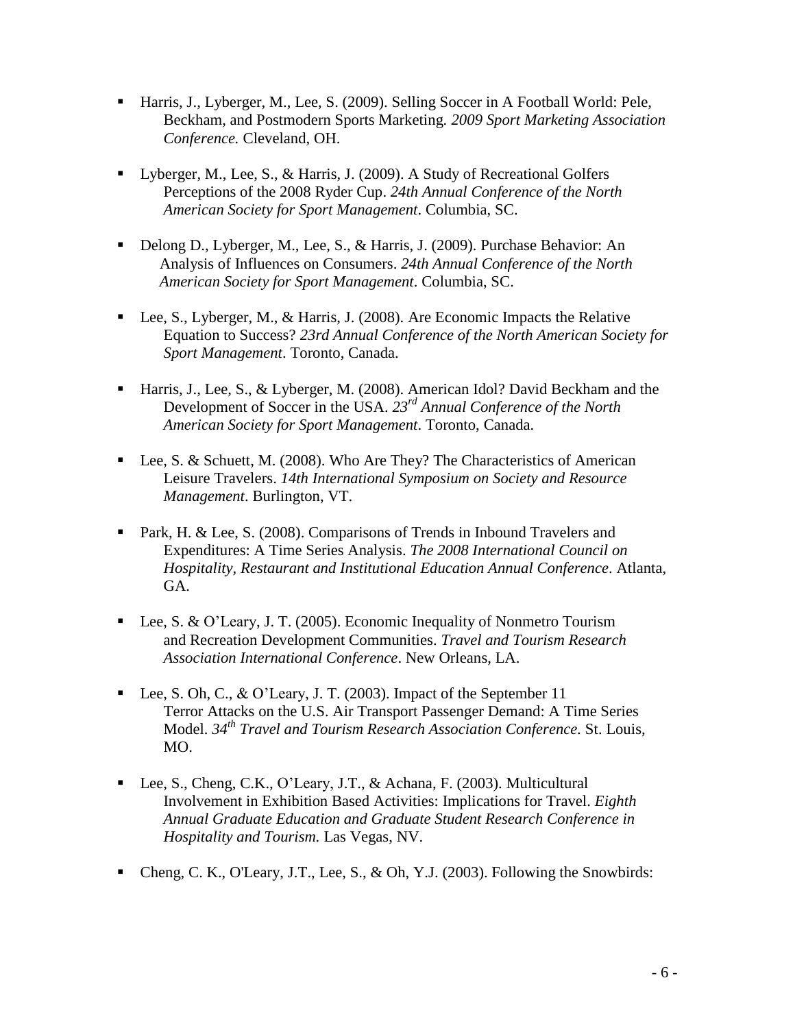- Harris, J., Lyberger, M., Lee, S. (2009). Selling Soccer in A Football World: Pele, Beckham, and Postmodern Sports Marketing. *2009 Sport Marketing Association Conference.* Cleveland, OH.

- Lyberger, M., Lee, S., & Harris, J. (2009). A Study of Recreational Golfers Perceptions of the 2008 Ryder Cup. *24th Annual Conference of the North American Society for Sport Management*. Columbia, SC.

- Delong D., Lyberger, M., Lee, S., & Harris, J. (2009). Purchase Behavior: An Analysis of Influences on Consumers. *24th Annual Conference of the North American Society for Sport Management*. Columbia, SC.

- Lee, S., Lyberger, M., & Harris, J. (2008). Are Economic Impacts the Relative Equation to Success? *23rd Annual Conference of the North American Society for Sport Management*. Toronto, Canada.

- Harris, J., Lee, S., & Lyberger, M. (2008). American Idol? David Beckham and the Development of Soccer in the USA. *23rd Annual Conference of the North American Society for Sport Management*. Toronto, Canada.

- Lee, S. & Schuett, M. (2008). Who Are They? The Characteristics of American Leisure Travelers. *14th International Symposium on Society and Resource Management*. Burlington, VT.

- Park, H. & Lee, S. (2008). Comparisons of Trends in Inbound Travelers and Expenditures: A Time Series Analysis. *The 2008 International Council on Hospitality, Restaurant and Institutional Education Annual Conference*. Atlanta, GA.

- Lee, S. & O'Leary, J. T. (2005). Economic Inequality of Nonmetro Tourism and Recreation Development Communities. *Travel and Tourism Research Association International Conference*. New Orleans, LA.

- Lee, S. Oh, C., & O'Leary, J. T. (2003). Impact of the September 11 Terror Attacks on the U.S. Air Transport Passenger Demand: A Time Series Model. *34th Travel and Tourism Research Association Conference.* St. Louis, MO.

- Lee, S., Cheng, C.K., O'Leary, J.T., & Achana, F. (2003). Multicultural Involvement in Exhibition Based Activities: Implications for Travel. *Eighth Annual Graduate Education and Graduate Student Research Conference in Hospitality and Tourism.* Las Vegas, NV.

- Cheng, C. K., O'Leary, J.T., Lee, S., & Oh, Y.J. (2003). Following the Snowbirds: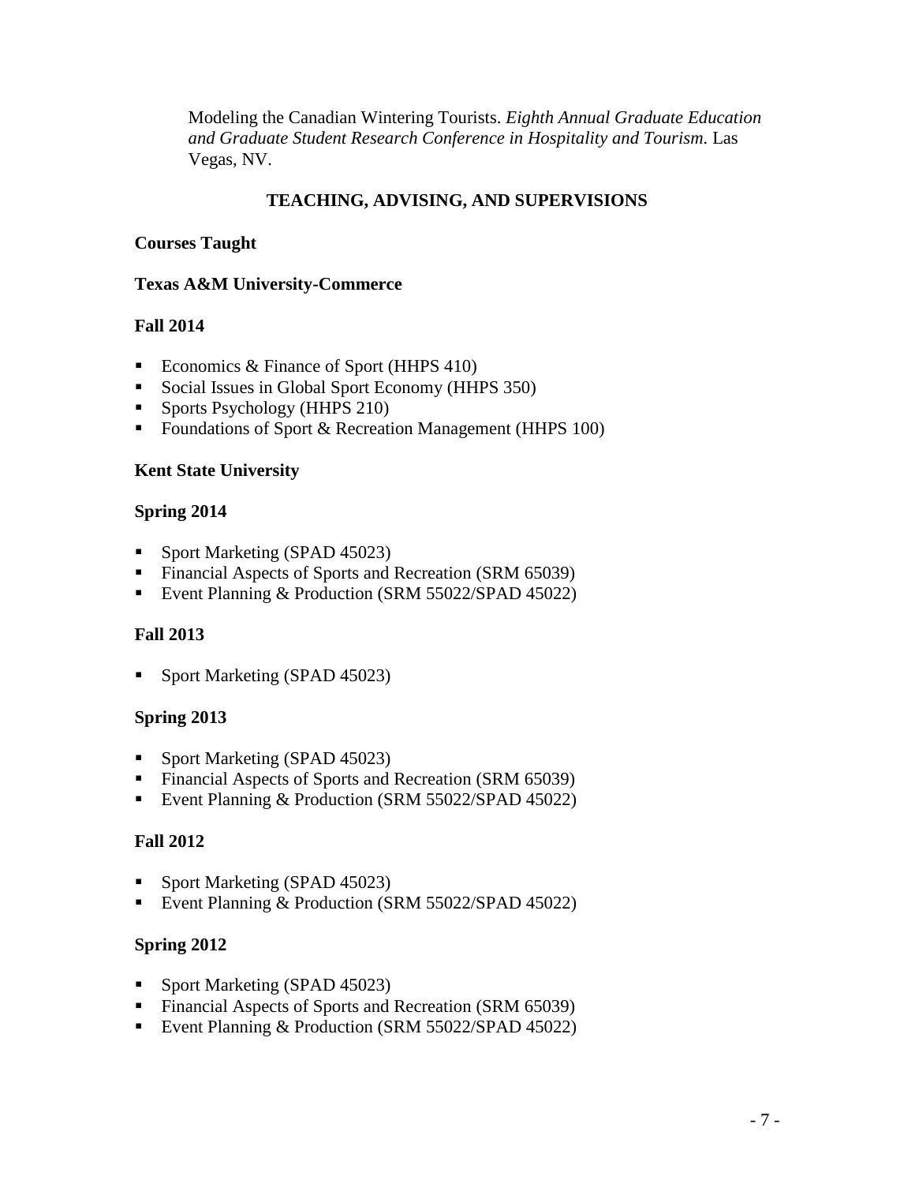Modeling the Canadian Wintering Tourists. *Eighth Annual Graduate Education and Graduate Student Research Conference in Hospitality and Tourism.* Las Vegas, NV.

## TEACHING, ADVISING, AND SUPERVISIONS

**Courses Taught**

**Texas A&M University-Commerce**

**Fall 2014**

- Economics & Finance of Sport (HHPS 410)
- Social Issues in Global Sport Economy (HHPS 350)
- Sports Psychology (HHPS 210)
- Foundations of Sport & Recreation Management (HHPS 100)

**Kent State University**

**Spring 2014**

- Sport Marketing (SPAD 45023)
- Financial Aspects of Sports and Recreation (SRM 65039)
- Event Planning & Production (SRM 55022/SPAD 45022)

**Fall 2013**

- Sport Marketing (SPAD 45023)

**Spring 2013**

- Sport Marketing (SPAD 45023)
- Financial Aspects of Sports and Recreation (SRM 65039)
- Event Planning & Production (SRM 55022/SPAD 45022)

**Fall 2012**

- Sport Marketing (SPAD 45023)
- Event Planning & Production (SRM 55022/SPAD 45022)

**Spring 2012**

- Sport Marketing (SPAD 45023)
- Financial Aspects of Sports and Recreation (SRM 65039)
- Event Planning & Production (SRM 55022/SPAD 45022)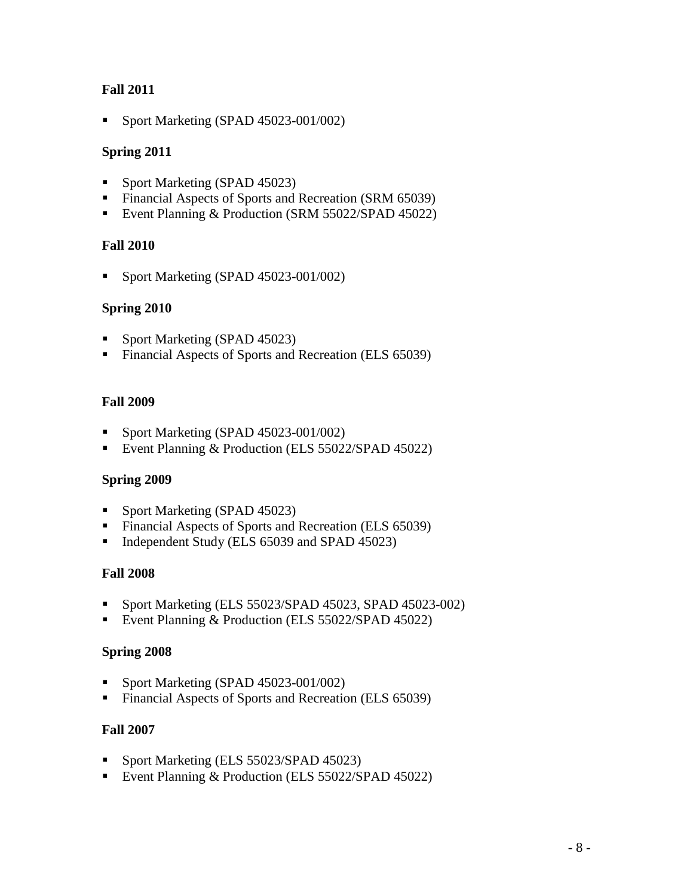**Fall 2011**

- Sport Marketing (SPAD 45023-001/002)

**Spring 2011**

- Sport Marketing (SPAD 45023)
- Financial Aspects of Sports and Recreation (SRM 65039)
- Event Planning & Production (SRM 55022/SPAD 45022)

**Fall 2010**

- Sport Marketing (SPAD 45023-001/002)

**Spring 2010**

- Sport Marketing (SPAD 45023)
- Financial Aspects of Sports and Recreation (ELS 65039)

**Fall 2009**

- Sport Marketing (SPAD 45023-001/002)
- Event Planning & Production (ELS 55022/SPAD 45022)

**Spring 2009**

- Sport Marketing (SPAD 45023)
- Financial Aspects of Sports and Recreation (ELS 65039)
- Independent Study (ELS 65039 and SPAD 45023)

**Fall 2008**

- Sport Marketing (ELS 55023/SPAD 45023, SPAD 45023-002)
- Event Planning & Production (ELS 55022/SPAD 45022)

**Spring 2008**

- Sport Marketing (SPAD 45023-001/002)
- Financial Aspects of Sports and Recreation (ELS 65039)

**Fall 2007**

- Sport Marketing (ELS 55023/SPAD 45023)
- Event Planning & Production (ELS 55022/SPAD 45022)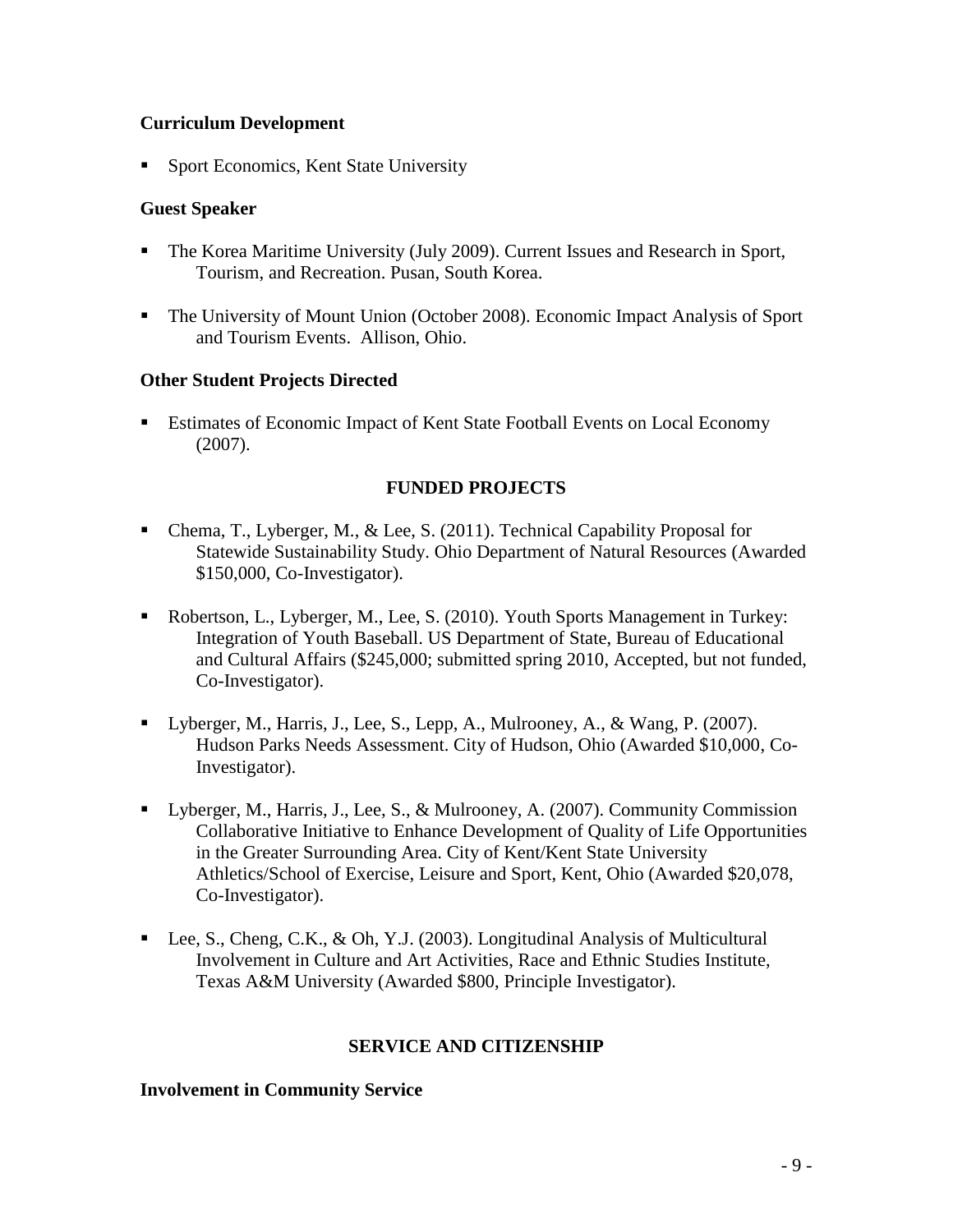### Curriculum Development

- Sport Economics, Kent State University

### Guest Speaker

- The Korea Maritime University (July 2009). Current Issues and Research in Sport, Tourism, and Recreation. Pusan, South Korea.

- The University of Mount Union (October 2008). Economic Impact Analysis of Sport and Tourism Events. Allison, Ohio.

### Other Student Projects Directed

- Estimates of Economic Impact of Kent State Football Events on Local Economy (2007).

## FUNDED PROJECTS

- Chema, T., Lyberger, M., & Lee, S. (2011). Technical Capability Proposal for Statewide Sustainability Study. Ohio Department of Natural Resources (Awarded $150,000, Co-Investigator).

- Robertson, L., Lyberger, M., Lee, S. (2010). Youth Sports Management in Turkey: Integration of Youth Baseball. US Department of State, Bureau of Educational and Cultural Affairs ($245,000; submitted spring 2010, Accepted, but not funded, Co-Investigator).

- Lyberger, M., Harris, J., Lee, S., Lepp, A., Mulrooney, A., & Wang, P. (2007). Hudson Parks Needs Assessment. City of Hudson, Ohio (Awarded $10,000, Co-Investigator).

- Lyberger, M., Harris, J., Lee, S., & Mulrooney, A. (2007). Community Commission Collaborative Initiative to Enhance Development of Quality of Life Opportunities in the Greater Surrounding Area. City of Kent/Kent State University Athletics/School of Exercise, Leisure and Sport, Kent, Ohio (Awarded $20,078, Co-Investigator).

- Lee, S., Cheng, C.K., & Oh, Y.J. (2003). Longitudinal Analysis of Multicultural Involvement in Culture and Art Activities, Race and Ethnic Studies Institute, Texas A&M University (Awarded $800, Principle Investigator).

## SERVICE AND CITIZENSHIP

### Involvement in Community Service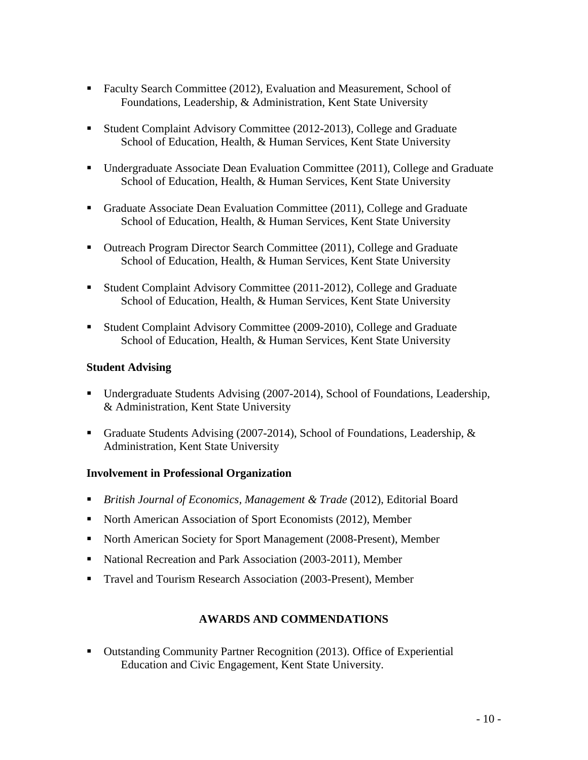- Faculty Search Committee (2012), Evaluation and Measurement, School of Foundations, Leadership, & Administration, Kent State University

- Student Complaint Advisory Committee (2012-2013), College and Graduate School of Education, Health, & Human Services, Kent State University

- Undergraduate Associate Dean Evaluation Committee (2011), College and Graduate School of Education, Health, & Human Services, Kent State University

- Graduate Associate Dean Evaluation Committee (2011), College and Graduate School of Education, Health, & Human Services, Kent State University

- Outreach Program Director Search Committee (2011), College and Graduate School of Education, Health, & Human Services, Kent State University

- Student Complaint Advisory Committee (2011-2012), College and Graduate School of Education, Health, & Human Services, Kent State University

- Student Complaint Advisory Committee (2009-2010), College and Graduate School of Education, Health, & Human Services, Kent State University

**Student Advising**

- Undergraduate Students Advising (2007-2014), School of Foundations, Leadership, & Administration, Kent State University

- Graduate Students Advising (2007-2014), School of Foundations, Leadership, & Administration, Kent State University

**Involvement in Professional Organization**

- *British Journal of Economics, Management & Trade* (2012), Editorial Board
- North American Association of Sport Economists (2012), Member
- North American Society for Sport Management (2008-Present), Member
- National Recreation and Park Association (2003-2011), Member
- Travel and Tourism Research Association (2003-Present), Member

## AWARDS AND COMMENDATIONS

- Outstanding Community Partner Recognition (2013). Office of Experiential Education and Civic Engagement, Kent State University.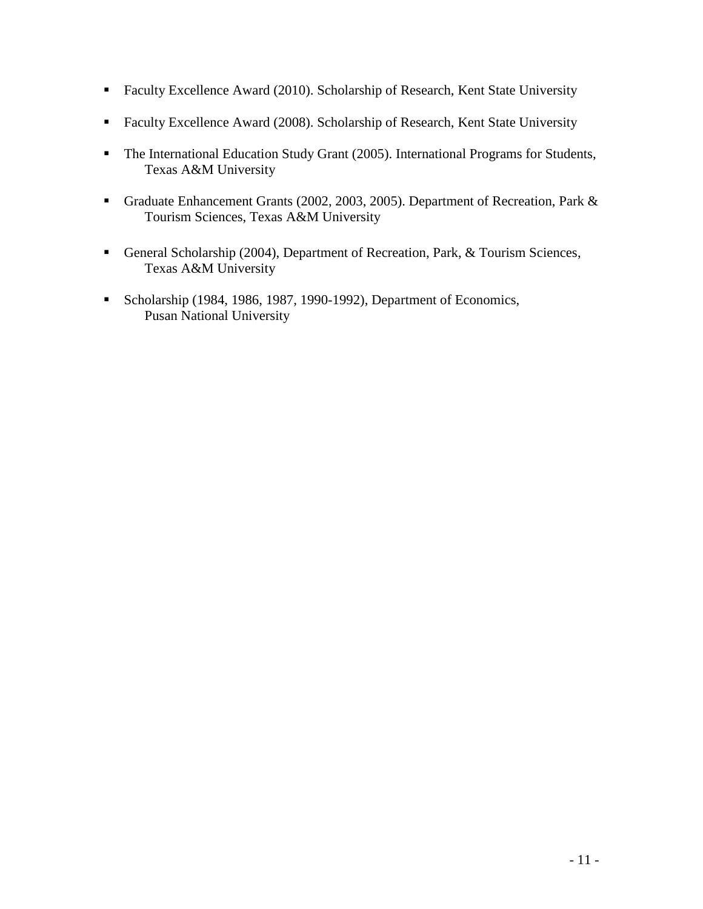- Faculty Excellence Award (2010). Scholarship of Research, Kent State University
- Faculty Excellence Award (2008). Scholarship of Research, Kent State University
- The International Education Study Grant (2005). International Programs for Students, Texas A&M University
- Graduate Enhancement Grants (2002, 2003, 2005). Department of Recreation, Park & Tourism Sciences, Texas A&M University
- General Scholarship (2004), Department of Recreation, Park, & Tourism Sciences, Texas A&M University
- Scholarship (1984, 1986, 1987, 1990-1992), Department of Economics, Pusan National University